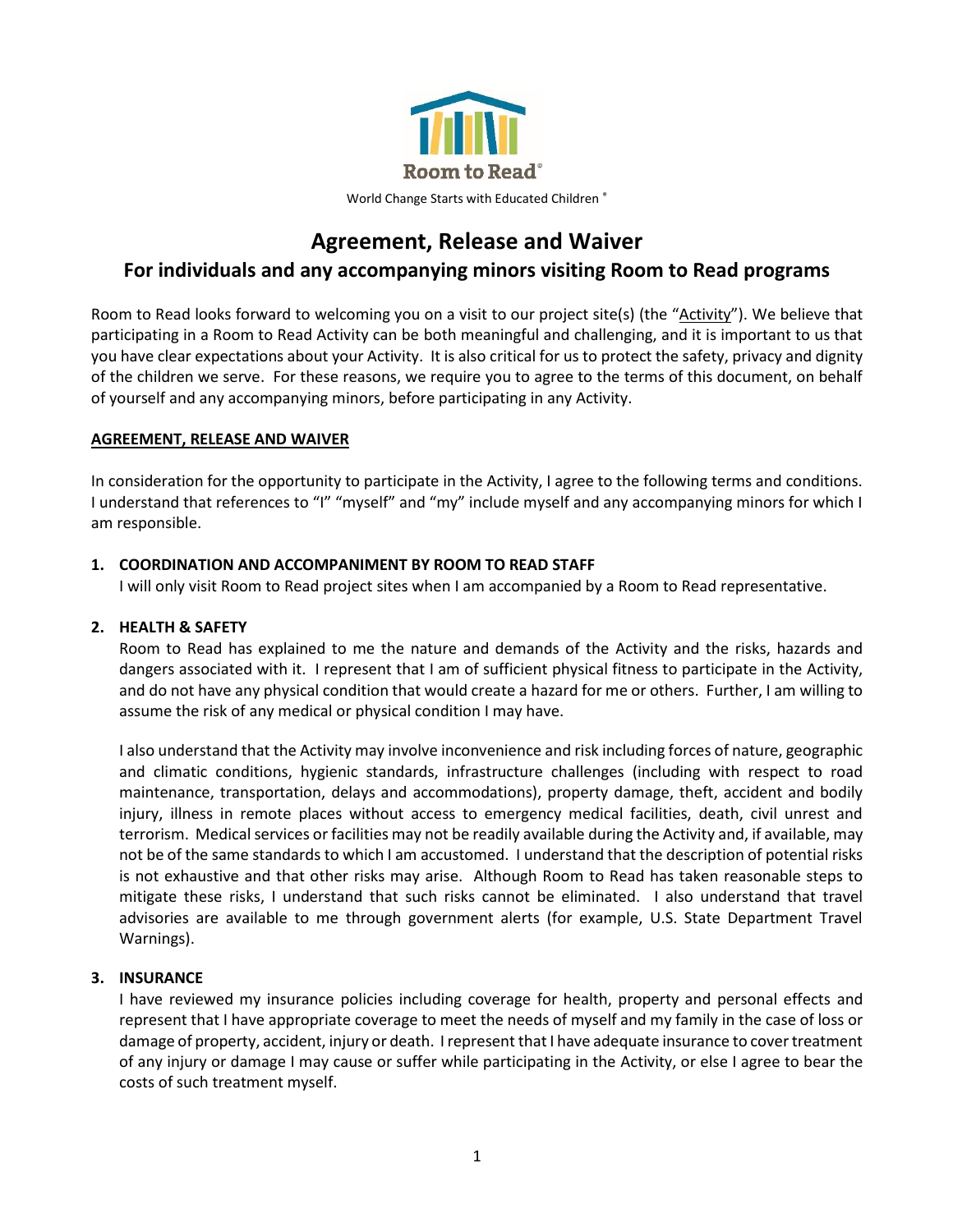Room to Read®

World Change Starts with Educated Children®

# Agreement, Release and Waiver

## For individuals and any accompanying minors visiting Room to Read programs

Room to Read looks forward to welcoming you on a visit to our project site(s) (the "Activity"). We believe that participating in a Room to Read Activity can be both meaningful and challenging, and it is important to us that you have clear expectations about your Activity. It is also critical for us to protect the safety, privacy and dignity of the children we serve. For these reasons, we require you to agree to the terms of this document, on behalf of yourself and any accompanying minors, before participating in any Activity.

**AGREEMENT, RELEASE AND WAIVER**

In consideration for the opportunity to participate in the Activity, I agree to the following terms and conditions. I understand that references to "I" "myself" and "my" include myself and any accompanying minors for which I am responsible.

**1. COORDINATION AND ACCOMPANIMENT BY ROOM TO READ STAFF**

I will only visit Room to Read project sites when I am accompanied by a Room to Read representative.

**2. HEALTH & SAFETY**

Room to Read has explained to me the nature and demands of the Activity and the risks, hazards and dangers associated with it. I represent that I am of sufficient physical fitness to participate in the Activity, and do not have any physical condition that would create a hazard for me or others. Further, I am willing to assume the risk of any medical or physical condition I may have.

I also understand that the Activity may involve inconvenience and risk including forces of nature, geographic and climatic conditions, hygienic standards, infrastructure challenges (including with respect to road maintenance, transportation, delays and accommodations), property damage, theft, accident and bodily injury, illness in remote places without access to emergency medical facilities, death, civil unrest and terrorism. Medical services or facilities may not be readily available during the Activity and, if available, may not be of the same standards to which I am accustomed. I understand that the description of potential risks is not exhaustive and that other risks may arise. Although Room to Read has taken reasonable steps to mitigate these risks, I understand that such risks cannot be eliminated. I also understand that travel advisories are available to me through government alerts (for example, U.S. State Department Travel Warnings).

**3. INSURANCE**

I have reviewed my insurance policies including coverage for health, property and personal effects and represent that I have appropriate coverage to meet the needs of myself and my family in the case of loss or damage of property, accident, injury or death. I represent that I have adequate insurance to cover treatment of any injury or damage I may cause or suffer while participating in the Activity, or else I agree to bear the costs of such treatment myself.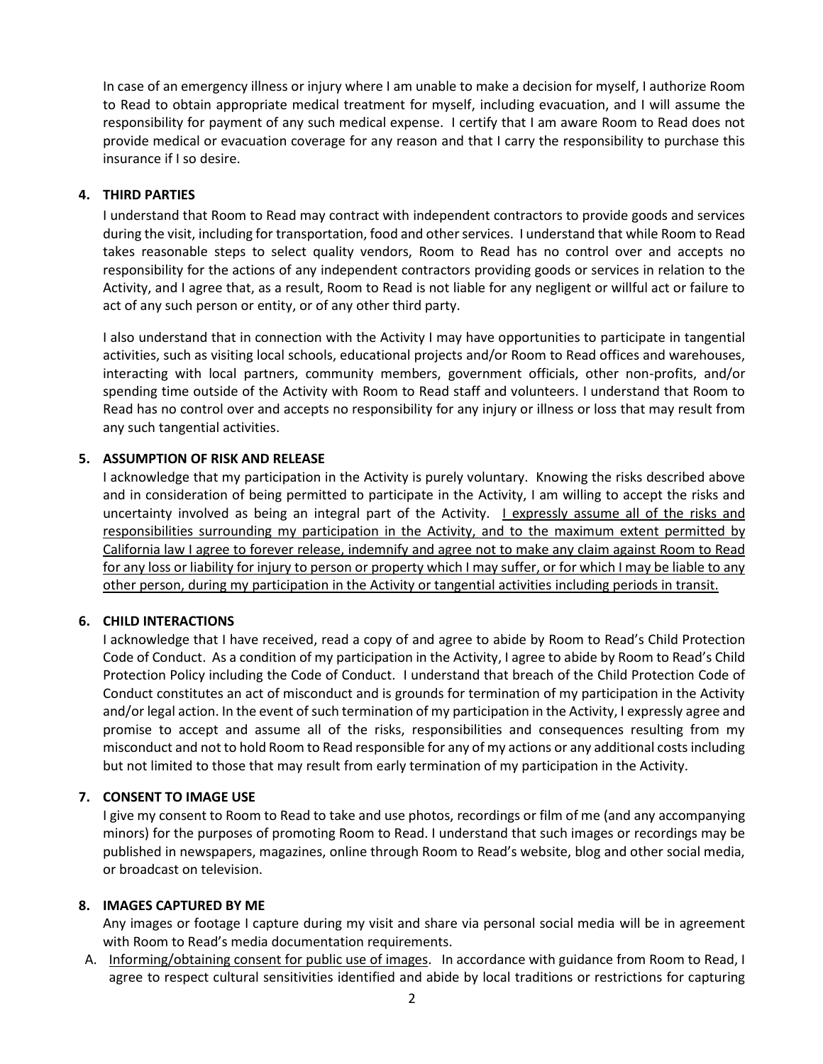In case of an emergency illness or injury where I am unable to make a decision for myself, I authorize Room to Read to obtain appropriate medical treatment for myself, including evacuation, and I will assume the responsibility for payment of any such medical expense. I certify that I am aware Room to Read does not provide medical or evacuation coverage for any reason and that I carry the responsibility to purchase this insurance if I so desire.

**4. THIRD PARTIES**

I understand that Room to Read may contract with independent contractors to provide goods and services during the visit, including for transportation, food and other services. I understand that while Room to Read takes reasonable steps to select quality vendors, Room to Read has no control over and accepts no responsibility for the actions of any independent contractors providing goods or services in relation to the Activity, and I agree that, as a result, Room to Read is not liable for any negligent or willful act or failure to act of any such person or entity, or of any other third party.

I also understand that in connection with the Activity I may have opportunities to participate in tangential activities, such as visiting local schools, educational projects and/or Room to Read offices and warehouses, interacting with local partners, community members, government officials, other non-profits, and/or spending time outside of the Activity with Room to Read staff and volunteers. I understand that Room to Read has no control over and accepts no responsibility for any injury or illness or loss that may result from any such tangential activities.

**5. ASSUMPTION OF RISK AND RELEASE**

I acknowledge that my participation in the Activity is purely voluntary. Knowing the risks described above and in consideration of being permitted to participate in the Activity, I am willing to accept the risks and uncertainty involved as being an integral part of the Activity. <u>I expressly assume all of the risks and responsibilities surrounding my participation in the Activity, and to the maximum extent permitted by California law I agree to forever release, indemnify and agree not to make any claim against Room to Read for any loss or liability for injury to person or property which I may suffer, or for which I may be liable to any other person, during my participation in the Activity or tangential activities including periods in transit.</u>

**6. CHILD INTERACTIONS**

I acknowledge that I have received, read a copy of and agree to abide by Room to Read's Child Protection Code of Conduct. As a condition of my participation in the Activity, I agree to abide by Room to Read's Child Protection Policy including the Code of Conduct. I understand that breach of the Child Protection Code of Conduct constitutes an act of misconduct and is grounds for termination of my participation in the Activity and/or legal action. In the event of such termination of my participation in the Activity, I expressly agree and promise to accept and assume all of the risks, responsibilities and consequences resulting from my misconduct and not to hold Room to Read responsible for any of my actions or any additional costs including but not limited to those that may result from early termination of my participation in the Activity.

**7. CONSENT TO IMAGE USE**

I give my consent to Room to Read to take and use photos, recordings or film of me (and any accompanying minors) for the purposes of promoting Room to Read. I understand that such images or recordings may be published in newspapers, magazines, online through Room to Read's website, blog and other social media, or broadcast on television.

**8. IMAGES CAPTURED BY ME**

Any images or footage I capture during my visit and share via personal social media will be in agreement with Room to Read's media documentation requirements.

A. <u>Informing/obtaining consent for public use of images</u>. In accordance with guidance from Room to Read, I agree to respect cultural sensitivities identified and abide by local traditions or restrictions for capturing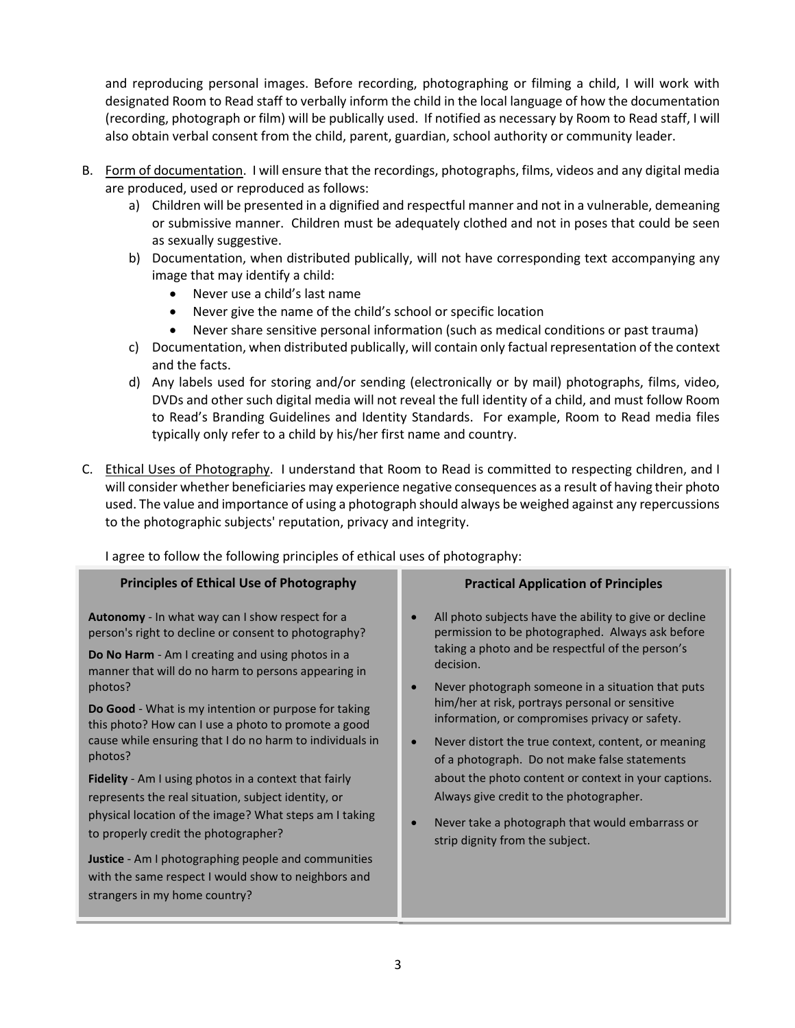and reproducing personal images. Before recording, photographing or filming a child, I will work with designated Room to Read staff to verbally inform the child in the local language of how the documentation (recording, photograph or film) will be publically used. If notified as necessary by Room to Read staff, I will also obtain verbal consent from the child, parent, guardian, school authority or community leader.

B. Form of documentation. I will ensure that the recordings, photographs, films, videos and any digital media are produced, used or reproduced as follows:
   a) Children will be presented in a dignified and respectful manner and not in a vulnerable, demeaning or submissive manner. Children must be adequately clothed and not in poses that could be seen as sexually suggestive.
   b) Documentation, when distributed publically, will not have corresponding text accompanying any image that may identify a child:
      - Never use a child's last name
      - Never give the name of the child's school or specific location
      - Never share sensitive personal information (such as medical conditions or past trauma)
   c) Documentation, when distributed publically, will contain only factual representation of the context and the facts.
   d) Any labels used for storing and/or sending (electronically or by mail) photographs, films, video, DVDs and other such digital media will not reveal the full identity of a child, and must follow Room to Read's Branding Guidelines and Identity Standards. For example, Room to Read media files typically only refer to a child by his/her first name and country.

C. Ethical Uses of Photography. I understand that Room to Read is committed to respecting children, and I will consider whether beneficiaries may experience negative consequences as a result of having their photo used. The value and importance of using a photograph should always be weighed against any repercussions to the photographic subjects' reputation, privacy and integrity.

I agree to follow the following principles of ethical uses of photography:

| Principles of Ethical Use of Photography | Practical Application of Principles |
|---|---|
| **Autonomy** - In what way can I show respect for a person's right to decline or consent to photography?<br><br>**Do No Harm** - Am I creating and using photos in a manner that will do no harm to persons appearing in photos?<br><br>**Do Good** - What is my intention or purpose for taking this photo? How can I use a photo to promote a good cause while ensuring that I do no harm to individuals in photos?<br><br>**Fidelity** - Am I using photos in a context that fairly represents the real situation, subject identity, or physical location of the image? What steps am I taking to properly credit the photographer?<br><br>**Justice** - Am I photographing people and communities with the same respect I would show to neighbors and strangers in my home country? | • All photo subjects have the ability to give or decline permission to be photographed. Always ask before taking a photo and be respectful of the person's decision.<br><br>• Never photograph someone in a situation that puts him/her at risk, portrays personal or sensitive information, or compromises privacy or safety.<br><br>• Never distort the true context, content, or meaning of a photograph. Do not make false statements about the photo content or context in your captions. Always give credit to the photographer.<br><br>• Never take a photograph that would embarrass or strip dignity from the subject. |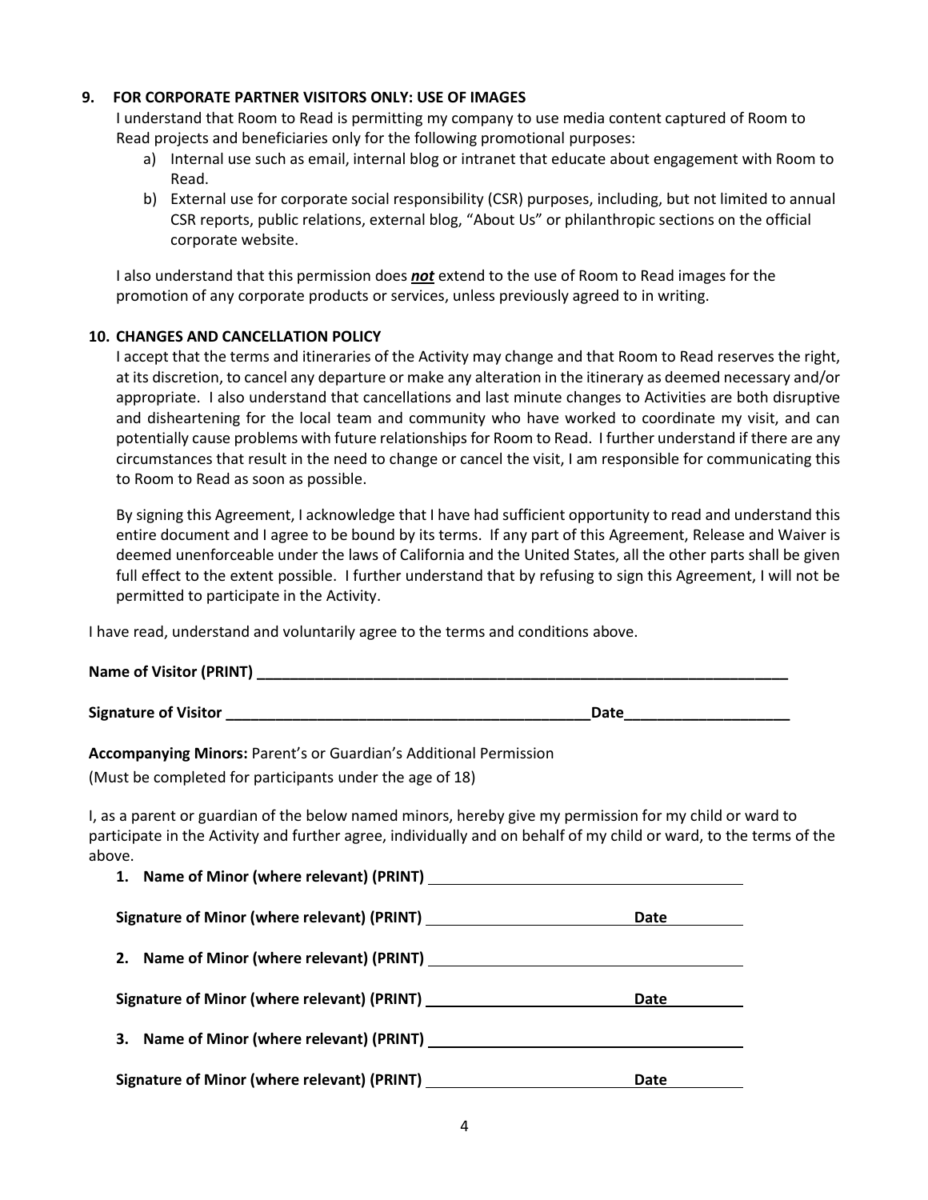### 9. FOR CORPORATE PARTNER VISITORS ONLY: USE OF IMAGES

I understand that Room to Read is permitting my company to use media content captured of Room to Read projects and beneficiaries only for the following promotional purposes:

a) Internal use such as email, internal blog or intranet that educate about engagement with Room to Read.
b) External use for corporate social responsibility (CSR) purposes, including, but not limited to annual CSR reports, public relations, external blog, "About Us" or philanthropic sections on the official corporate website.

I also understand that this permission does ***not*** extend to the use of Room to Read images for the promotion of any corporate products or services, unless previously agreed to in writing.

### 10. CHANGES AND CANCELLATION POLICY

I accept that the terms and itineraries of the Activity may change and that Room to Read reserves the right, at its discretion, to cancel any departure or make any alteration in the itinerary as deemed necessary and/or appropriate. I also understand that cancellations and last minute changes to Activities are both disruptive and disheartening for the local team and community who have worked to coordinate my visit, and can potentially cause problems with future relationships for Room to Read. I further understand if there are any circumstances that result in the need to change or cancel the visit, I am responsible for communicating this to Room to Read as soon as possible.

By signing this Agreement, I acknowledge that I have had sufficient opportunity to read and understand this entire document and I agree to be bound by its terms. If any part of this Agreement, Release and Waiver is deemed unenforceable under the laws of California and the United States, all the other parts shall be given full effect to the extent possible. I further understand that by refusing to sign this Agreement, I will not be permitted to participate in the Activity.

I have read, understand and voluntarily agree to the terms and conditions above.

**Name of Visitor (PRINT)** ____________________________________________

**Signature of Visitor** ______________________________ **Date** ________________

**Accompanying Minors:** Parent's or Guardian's Additional Permission

(Must be completed for participants under the age of 18)

I, as a parent or guardian of the below named minors, hereby give my permission for my child or ward to participate in the Activity and further agree, individually and on behalf of my child or ward, to the terms of the above.

1. **Name of Minor (where relevant) (PRINT)** ______________________________

   **Signature of Minor (where relevant) (PRINT)** __________________ **Date** ________

2. **Name of Minor (where relevant) (PRINT)** ______________________________

   **Signature of Minor (where relevant) (PRINT)** __________________ **Date** ________

3. **Name of Minor (where relevant) (PRINT)** ______________________________

   **Signature of Minor (where relevant) (PRINT)** __________________ **Date** ________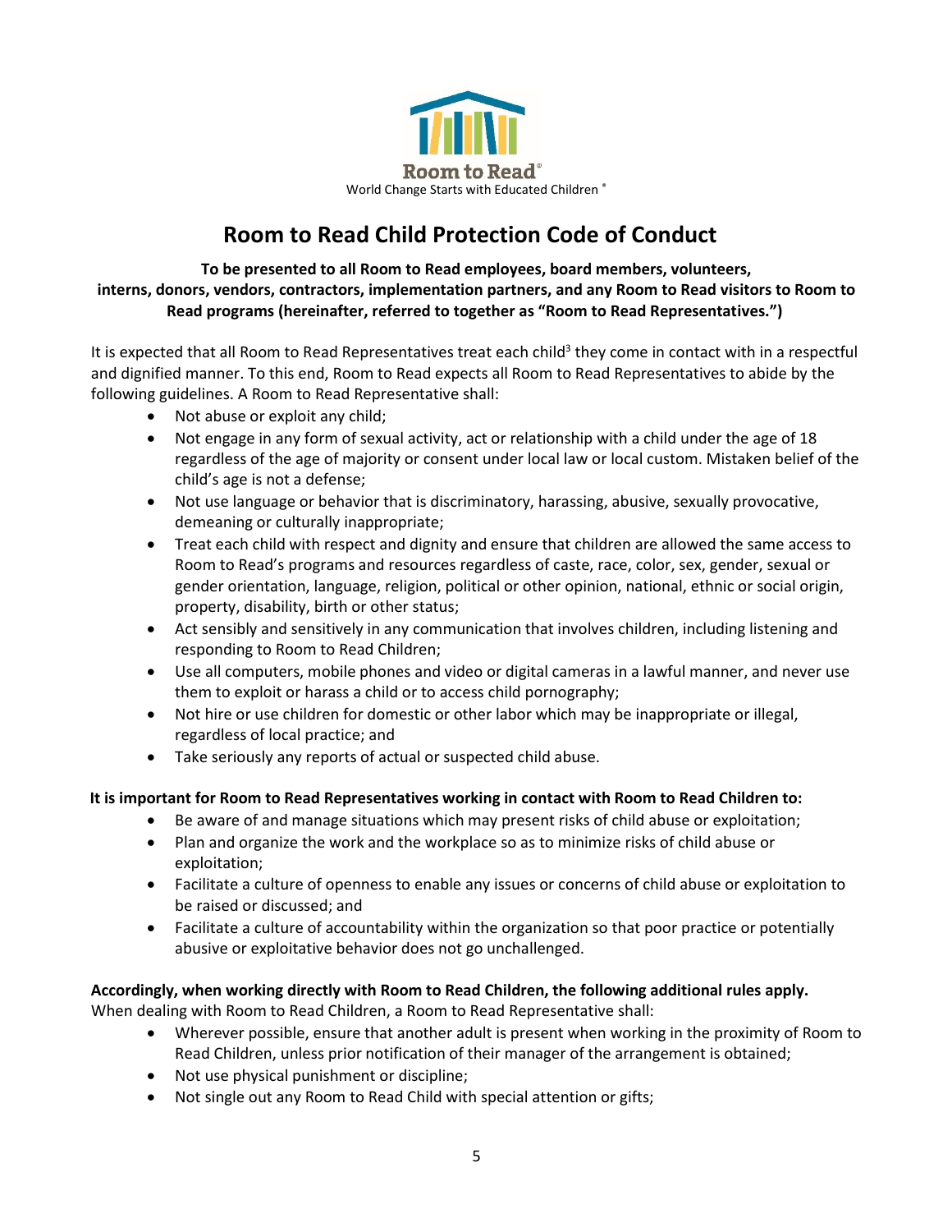Room to Read®

World Change Starts with Educated Children®

# Room to Read Child Protection Code of Conduct

**To be presented to all Room to Read employees, board members, volunteers, interns, donors, vendors, contractors, implementation partners, and any Room to Read visitors to Room to Read programs (hereinafter, referred to together as "Room to Read Representatives.")**

It is expected that all Room to Read Representatives treat each child[3] they come in contact with in a respectful and dignified manner. To this end, Room to Read expects all Room to Read Representatives to abide by the following guidelines. A Room to Read Representative shall:

- Not abuse or exploit any child;
- Not engage in any form of sexual activity, act or relationship with a child under the age of 18 regardless of the age of majority or consent under local law or local custom. Mistaken belief of the child's age is not a defense;
- Not use language or behavior that is discriminatory, harassing, abusive, sexually provocative, demeaning or culturally inappropriate;
- Treat each child with respect and dignity and ensure that children are allowed the same access to Room to Read's programs and resources regardless of caste, race, color, sex, gender, sexual or gender orientation, language, religion, political or other opinion, national, ethnic or social origin, property, disability, birth or other status;
- Act sensibly and sensitively in any communication that involves children, including listening and responding to Room to Read Children;
- Use all computers, mobile phones and video or digital cameras in a lawful manner, and never use them to exploit or harass a child or to access child pornography;
- Not hire or use children for domestic or other labor which may be inappropriate or illegal, regardless of local practice; and
- Take seriously any reports of actual or suspected child abuse.

**It is important for Room to Read Representatives working in contact with Room to Read Children to:**

- Be aware of and manage situations which may present risks of child abuse or exploitation;
- Plan and organize the work and the workplace so as to minimize risks of child abuse or exploitation;
- Facilitate a culture of openness to enable any issues or concerns of child abuse or exploitation to be raised or discussed; and
- Facilitate a culture of accountability within the organization so that poor practice or potentially abusive or exploitative behavior does not go unchallenged.

**Accordingly, when working directly with Room to Read Children, the following additional rules apply.**

When dealing with Room to Read Children, a Room to Read Representative shall:

- Wherever possible, ensure that another adult is present when working in the proximity of Room to Read Children, unless prior notification of their manager of the arrangement is obtained;
- Not use physical punishment or discipline;
- Not single out any Room to Read Child with special attention or gifts;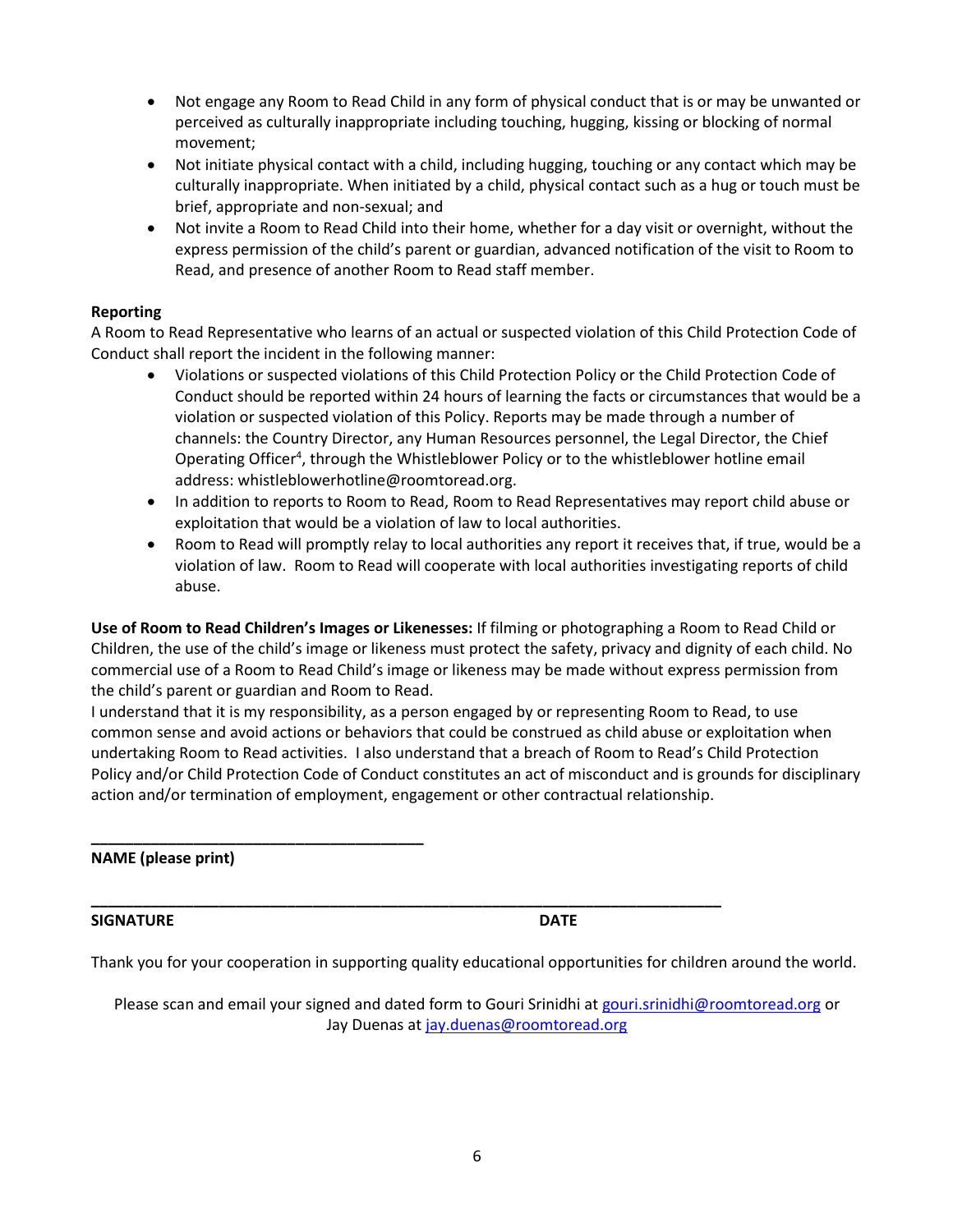- Not engage any Room to Read Child in any form of physical conduct that is or may be unwanted or perceived as culturally inappropriate including touching, hugging, kissing or blocking of normal movement;
- Not initiate physical contact with a child, including hugging, touching or any contact which may be culturally inappropriate. When initiated by a child, physical contact such as a hug or touch must be brief, appropriate and non-sexual; and
- Not invite a Room to Read Child into their home, whether for a day visit or overnight, without the express permission of the child's parent or guardian, advanced notification of the visit to Room to Read, and presence of another Room to Read staff member.

**Reporting**

A Room to Read Representative who learns of an actual or suspected violation of this Child Protection Code of Conduct shall report the incident in the following manner:

- Violations or suspected violations of this Child Protection Policy or the Child Protection Code of Conduct should be reported within 24 hours of learning the facts or circumstances that would be a violation or suspected violation of this Policy. Reports may be made through a number of channels: the Country Director, any Human Resources personnel, the Legal Director, the Chief Operating Officer[4], through the Whistleblower Policy or to the whistleblower hotline email address: whistleblowerhotline@roomtoread.org.
- In addition to reports to Room to Read, Room to Read Representatives may report child abuse or exploitation that would be a violation of law to local authorities.
- Room to Read will promptly relay to local authorities any report it receives that, if true, would be a violation of law. Room to Read will cooperate with local authorities investigating reports of child abuse.

**Use of Room to Read Children's Images or Likenesses:** If filming or photographing a Room to Read Child or Children, the use of the child's image or likeness must protect the safety, privacy and dignity of each child. No commercial use of a Room to Read Child's image or likeness may be made without express permission from the child's parent or guardian and Room to Read.

I understand that it is my responsibility, as a person engaged by or representing Room to Read, to use common sense and avoid actions or behaviors that could be construed as child abuse or exploitation when undertaking Room to Read activities. I also understand that a breach of Room to Read's Child Protection Policy and/or Child Protection Code of Conduct constitutes an act of misconduct and is grounds for disciplinary action and/or termination of employment, engagement or other contractual relationship.

\_\_\_\_\_\_\_\_\_\_\_\_\_\_\_\_\_\_\_\_\_\_\_\_\_\_\_\_\_\_\_\_\_\_\_\_\_\_\_\_

**NAME (please print)**

\_\_\_\_\_\_\_\_\_\_\_\_\_\_\_\_\_\_\_\_\_\_\_\_\_\_\_\_\_\_\_\_\_\_\_\_\_\_\_\_\_\_\_\_\_\_\_\_\_\_\_\_\_\_\_\_\_\_\_\_\_\_\_\_\_\_\_\_\_\_\_\_\_\_\_\_

**SIGNATURE** **DATE**

Thank you for your cooperation in supporting quality educational opportunities for children around the world.

Please scan and email your signed and dated form to Gouri Srinidhi at gouri.srinidhi@roomtoread.org or Jay Duenas at jay.duenas@roomtoread.org